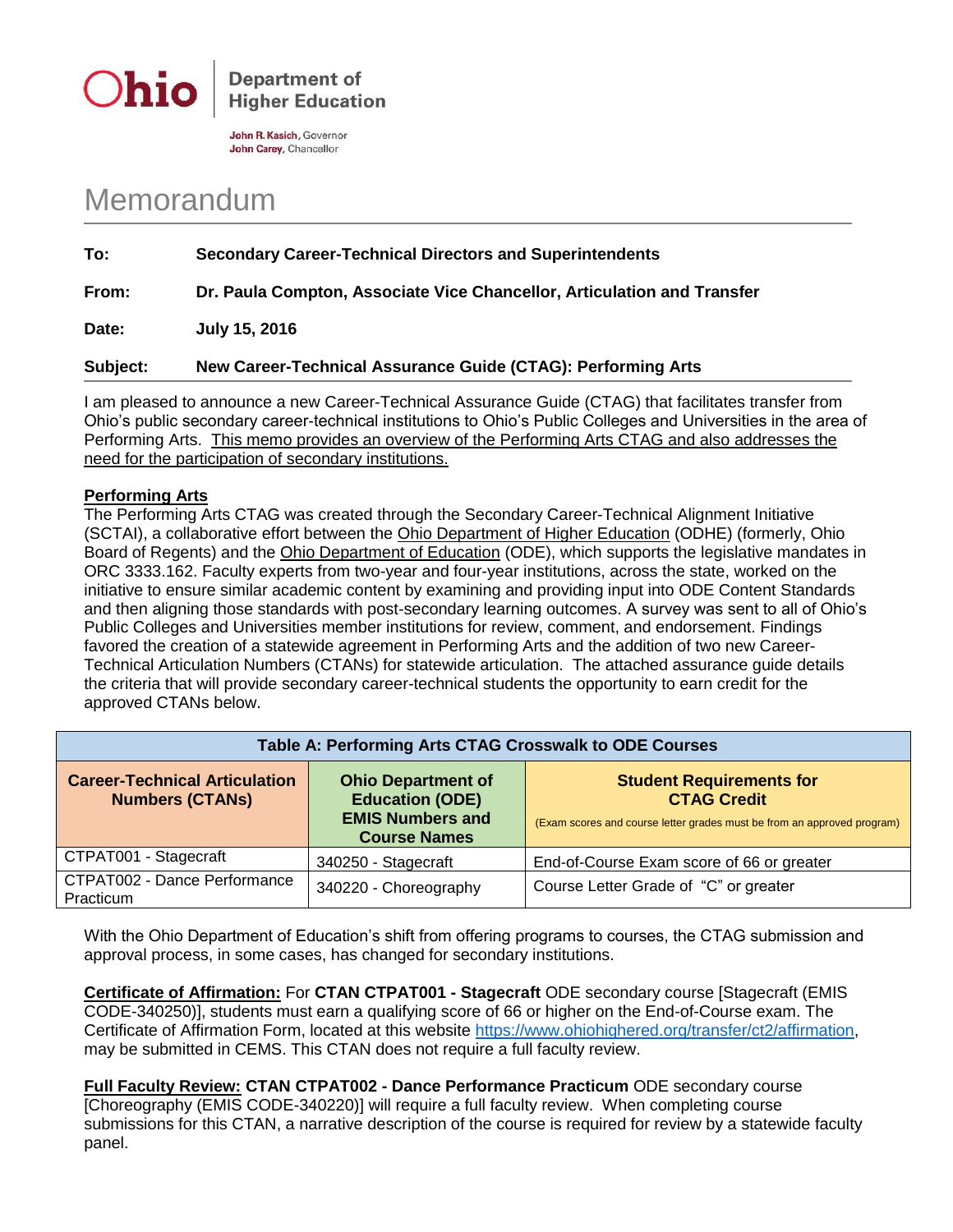Ohio | Department of Higher Education

John R. Kasich, Governor
John Carey, Chancellor

# Memorandum

**To:** **Secondary Career-Technical Directors and Superintendents**

**From:** **Dr. Paula Compton, Associate Vice Chancellor, Articulation and Transfer**

**Date:** **July 15, 2016**

**Subject:** **New Career-Technical Assurance Guide (CTAG): Performing Arts**

I am pleased to announce a new Career-Technical Assurance Guide (CTAG) that facilitates transfer from Ohio's public secondary career-technical institutions to Ohio's Public Colleges and Universities in the area of Performing Arts. This memo provides an overview of the Performing Arts CTAG and also addresses the need for the participation of secondary institutions.

## Performing Arts

The Performing Arts CTAG was created through the Secondary Career-Technical Alignment Initiative (SCTAI), a collaborative effort between the Ohio Department of Higher Education (ODHE) (formerly, Ohio Board of Regents) and the Ohio Department of Education (ODE), which supports the legislative mandates in ORC 3333.162. Faculty experts from two-year and four-year institutions, across the state, worked on the initiative to ensure similar academic content by examining and providing input into ODE Content Standards and then aligning those standards with post-secondary learning outcomes. A survey was sent to all of Ohio's Public Colleges and Universities member institutions for review, comment, and endorsement. Findings favored the creation of a statewide agreement in Performing Arts and the addition of two new Career-Technical Articulation Numbers (CTANs) for statewide articulation. The attached assurance guide details the criteria that will provide secondary career-technical students the opportunity to earn credit for the approved CTANs below.

| Table A: Performing Arts CTAG Crosswalk to ODE Courses | | |
|---|---|---|
| **Career-Technical Articulation Numbers (CTANs)** | **Ohio Department of Education (ODE) EMIS Numbers and Course Names** | **Student Requirements for CTAG Credit** (Exam scores and course letter grades must be from approved program) |
| CTPAT001 - Stagecraft | 340250 - Stagecraft | End-of-Course Exam score of 66 or greater |
| CTPAT002 - Dance Performance Practicum | 340220 - Choreography | Course Letter Grade of "C" or greater |

With the Ohio Department of Education's shift from offering programs to courses, the CTAG submission and approval process, in some cases, has changed for secondary institutions.

**Certificate of Affirmation:** For **CTAN CTPAT001 - Stagecraft** ODE secondary course [Stagecraft (EMIS CODE-340250)], students must earn a qualifying score of 66 or higher on the End-of-Course exam. The Certificate of Affirmation Form, located at this website https://www.ohiohighered.org/transfer/ct2/affirmation, may be submitted in CEMS. This CTAN does not require a full faculty review.

**Full Faculty Review: CTAN CTPAT002 - Dance Performance Practicum** ODE secondary course [Choreography (EMIS CODE-340220)] will require a full faculty review. When completing course submissions for this CTAN, a narrative description of the course is required for review by a statewide faculty panel.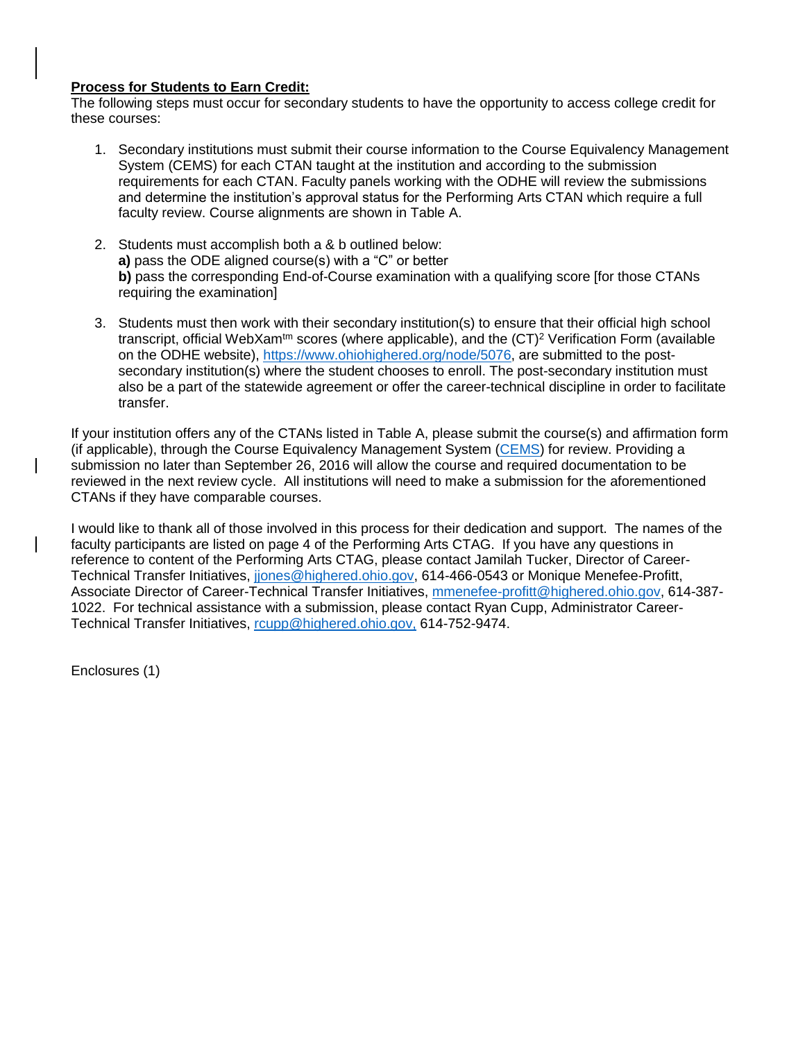**Process for Students to Earn Credit:**

The following steps must occur for secondary students to have the opportunity to access college credit for these courses:

1. Secondary institutions must submit their course information to the Course Equivalency Management System (CEMS) for each CTAN taught at the institution and according to the submission requirements for each CTAN. Faculty panels working with the ODHE will review the submissions and determine the institution's approval status for the Performing Arts CTAN which require a full faculty review. Course alignments are shown in Table A.

2. Students must accomplish both a & b outlined below:
   **a)** pass the ODE aligned course(s) with a "C" or better
   **b)** pass the corresponding End-of-Course examination with a qualifying score [for those CTANs requiring the examination]

3. Students must then work with their secondary institution(s) to ensure that their official high school transcript, official WebXam™ scores (where applicable), and the (CT)² Verification Form (available on the ODHE website), https://www.ohiohighered.org/node/5076, are submitted to the post-secondary institution(s) where the student chooses to enroll. The post-secondary institution must also be a part of the statewide agreement or offer the career-technical discipline in order to facilitate transfer.

If your institution offers any of the CTANs listed in Table A, please submit the course(s) and affirmation form (if applicable), through the Course Equivalency Management System (CEMS) for review. Providing a submission no later than September 26, 2016 will allow the course and required documentation to be reviewed in the next review cycle. All institutions will need to make a submission for the aforementioned CTANs if they have comparable courses.

I would like to thank all of those involved in this process for their dedication and support. The names of the faculty participants are listed on page 4 of the Performing Arts CTAG. If you have any questions in reference to content of the Performing Arts CTAG, please contact Jamilah Tucker, Director of Career-Technical Transfer Initiatives, jjones@highered.ohio.gov, 614-466-0543 or Monique Menefee-Profitt, Associate Director of Career-Technical Transfer Initiatives, mmenefee-profitt@highered.ohio.gov, 614-387-1022. For technical assistance with a submission, please contact Ryan Cupp, Administrator Career-Technical Transfer Initiatives, rcupp@highered.ohio.gov, 614-752-9474.

Enclosures (1)